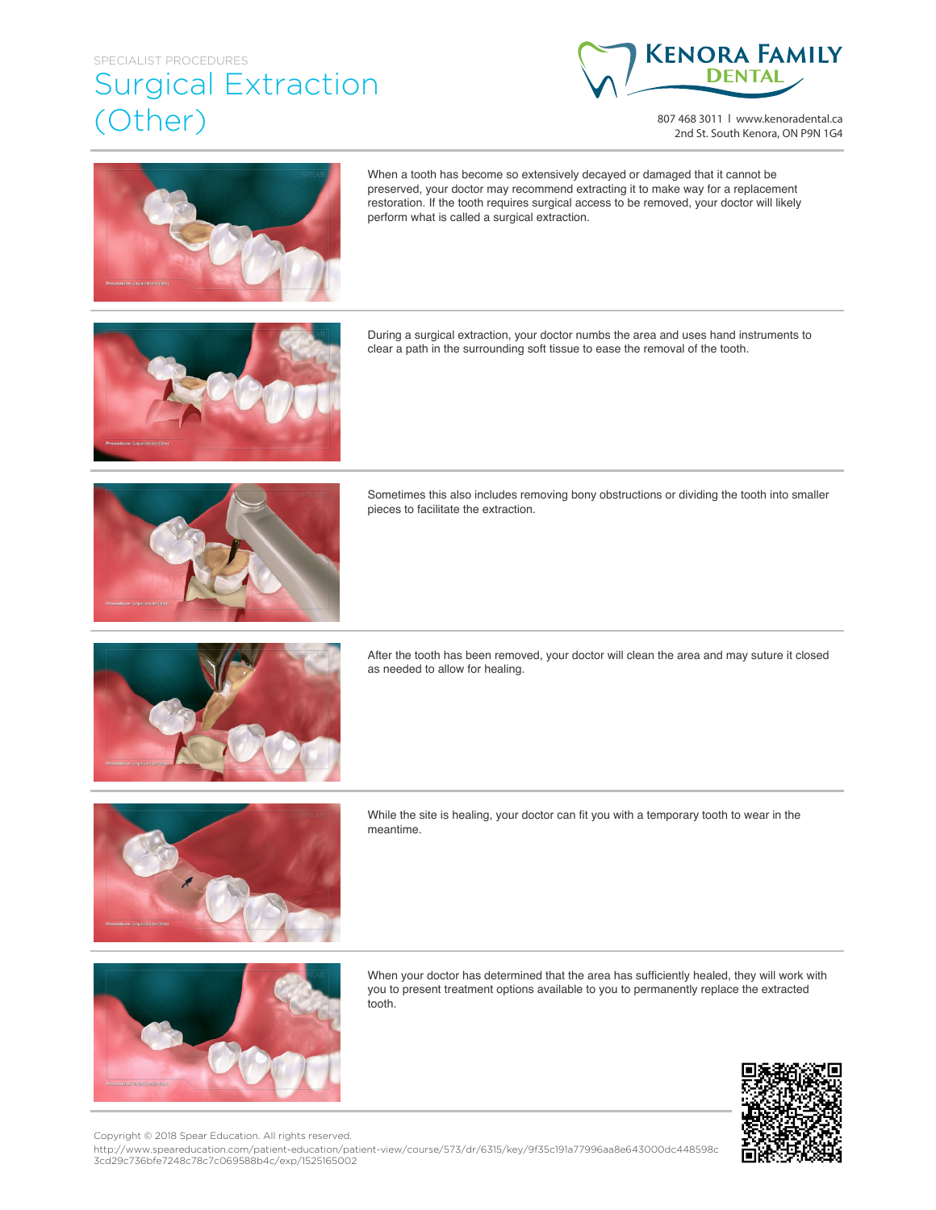SPECIALIST PROCEDURES

# Surgical Extraction (Other)

KENORA FAMILY DENTAL

807 468 3011 l www.kenoradental.ca
2nd St. South Kenora, ON P9N 1G4

When a tooth has become so extensively decayed or damaged that it cannot be preserved, your doctor may recommend extracting it to make way for a replacement restoration. If the tooth requires surgical access to be removed, your doctor will likely perform what is called a surgical extraction.

During a surgical extraction, your doctor numbs the area and uses hand instruments to clear a path in the surrounding soft tissue to ease the removal of the tooth.

Sometimes this also includes removing bony obstructions or dividing the tooth into smaller pieces to facilitate the extraction.

After the tooth has been removed, your doctor will clean the area and may suture it closed as needed to allow for healing.

While the site is healing, your doctor can fit you with a temporary tooth to wear in the meantime.

When your doctor has determined that the area has sufficiently healed, they will work with you to present treatment options available to you to permanently replace the extracted tooth.

Copyright © 2018 Spear Education. All rights reserved.
http://www.speareducation.com/patient-education/patient-view/course/573/dr/6315/key/9f35c191a77996aa8e643000dc448598c3cd29c736bfe7248c78c7c069588b4c/exp/1525165002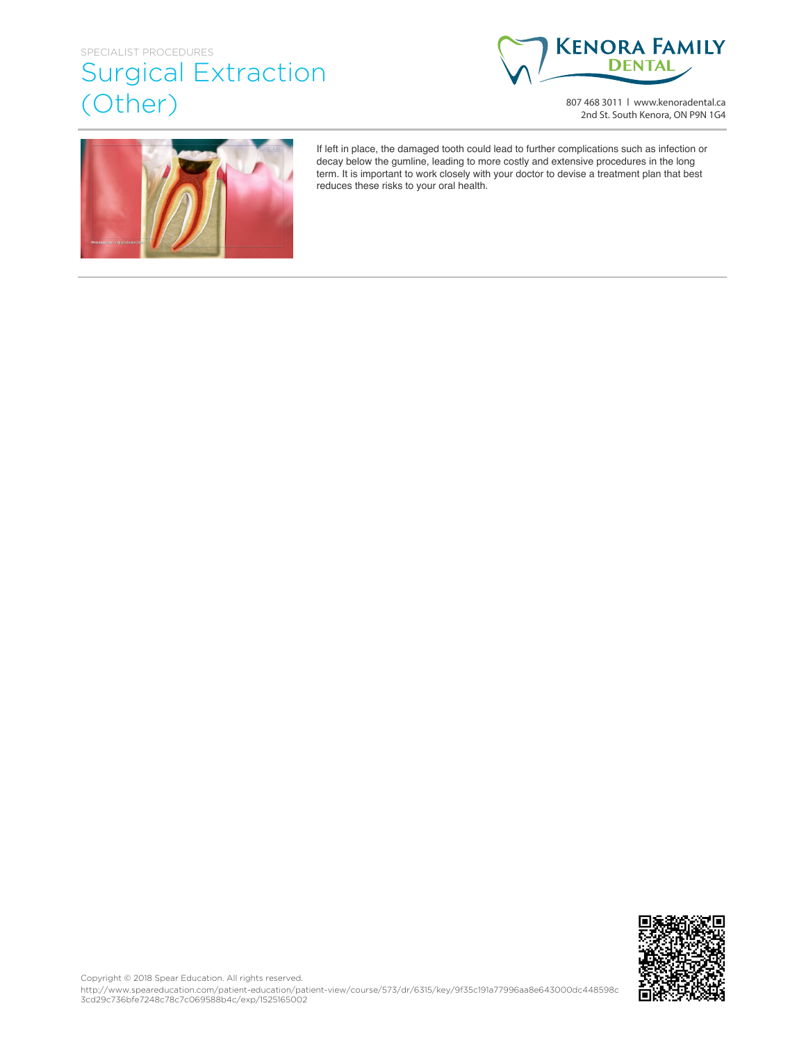SPECIALIST PROCEDURES

# Surgical Extraction (Other)

807 468 3011 | www.kenoradental.ca
2nd St. South Kenora, ON P9N 1G4

If left in place, the damaged tooth could lead to further complications such as infection or decay below the gumline, leading to more costly and extensive procedures in the long term. It is important to work closely with your doctor to devise a treatment plan that best reduces these risks to your oral health.

Copyright © 2018 Spear Education. All rights reserved.
http://www.speareducation.com/patient-education/patient-view/course/573/dr/6315/key/9f35c191a77996aa8e643000dc448598c3cd29c736bfe7248c78c7c069588b4c/exp/1525165002